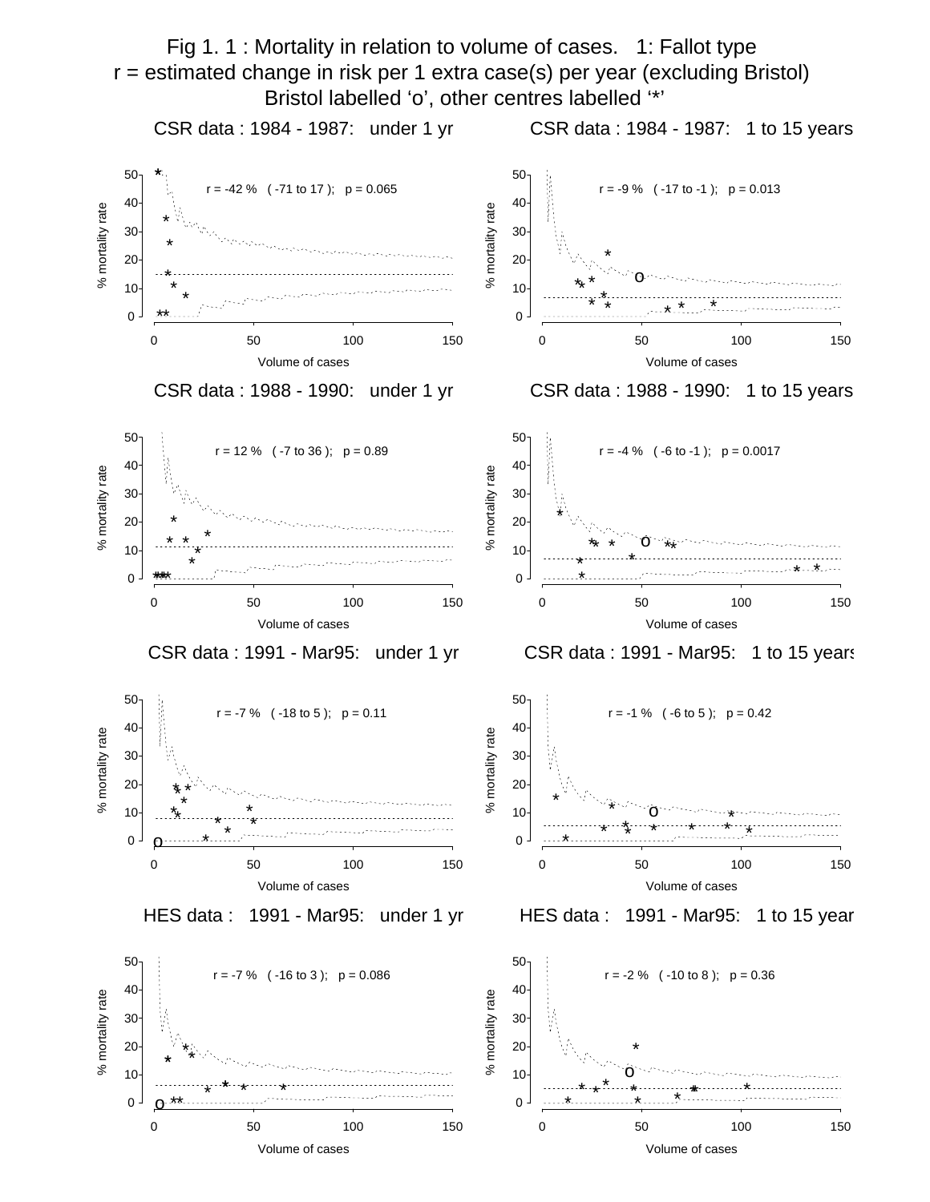# Fig 1. 1 : Mortality in relation to volume of cases. 1: Fallot type

r = estimated change in risk per 1 extra case(s) per year (excluding Bristol)

Bristol labelled 'o', other centres labelled '*'

CSR data : 1984 - 1987: under 1 yr

r = -42 % ( -71 to 17 ); p = 0.065

CSR data : 1984 - 1987: 1 to 15 years

r = -9 % ( -17 to -1 ); p = 0.013

CSR data : 1988 - 1990: under 1 yr

r = 12 % ( -7 to 36 ); p = 0.89

CSR data : 1988 - 1990: 1 to 15 years

r = -4 % ( -6 to -1 ); p = 0.0017

CSR data : 1991 - Mar95: under 1 yr

r = -7 % ( -18 to 5 ); p = 0.11

CSR data : 1991 - Mar95: 1 to 15 years

r = -1 % ( -6 to 5 ); p = 0.42

HES data : 1991 - Mar95: under 1 yr

r = -7 % ( -16 to 3 ); p = 0.086

HES data : 1991 - Mar95: 1 to 15 years

r = -2 % ( -10 to 8 ); p = 0.36

% mortality rate

Volume of cases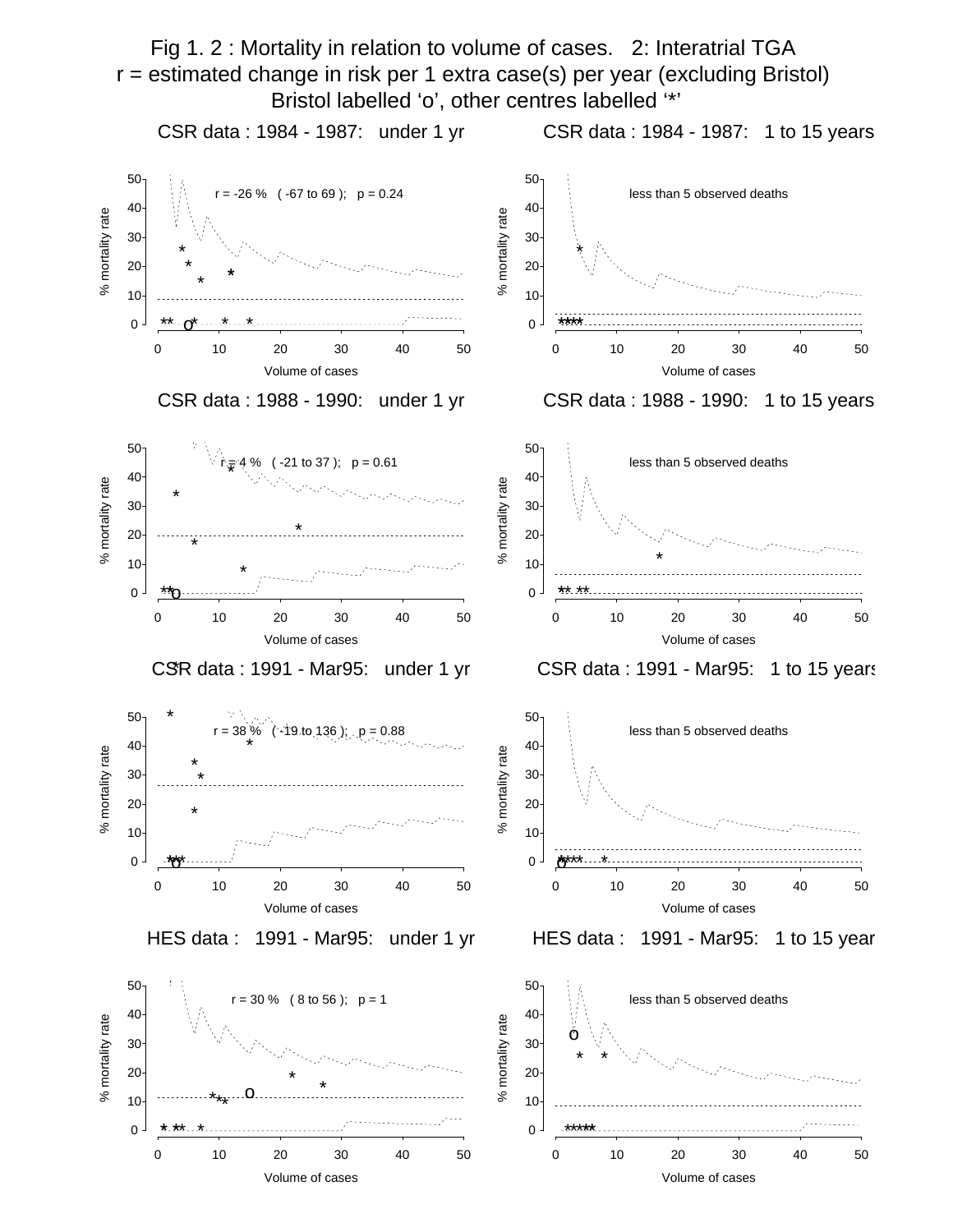# Fig 1. 2 : Mortality in relation to volume of cases. 2: Interatrial TGA

r = estimated change in risk per 1 extra case(s) per year (excluding Bristol)

Bristol labelled 'o', other centres labelled '*'

### CSR data : 1984 - 1987: under 1 yr

r = -26 % ( -67 to 69 ); p = 0.24

### CSR data : 1984 - 1987: 1 to 15 years

less than 5 observed deaths

### CSR data : 1988 - 1990: under 1 yr

r = 4 % ( -21 to 37 ); p = 0.61

### CSR data : 1988 - 1990: 1 to 15 years

less than 5 observed deaths

### CSR data : 1991 - Mar95: under 1 yr

r = 38 % ( -19 to 136 ); p = 0.88

### CSR data : 1991 - Mar95: 1 to 15 years

less than 5 observed deaths

### HES data : 1991 - Mar95: under 1 yr

r = 30 % ( 8 to 56 ); p = 1

### HES data : 1991 - Mar95: 1 to 15 years

less than 5 observed deaths

(All panels: y-axis "% mortality rate", 0–50; x-axis "Volume of cases", 0–50.)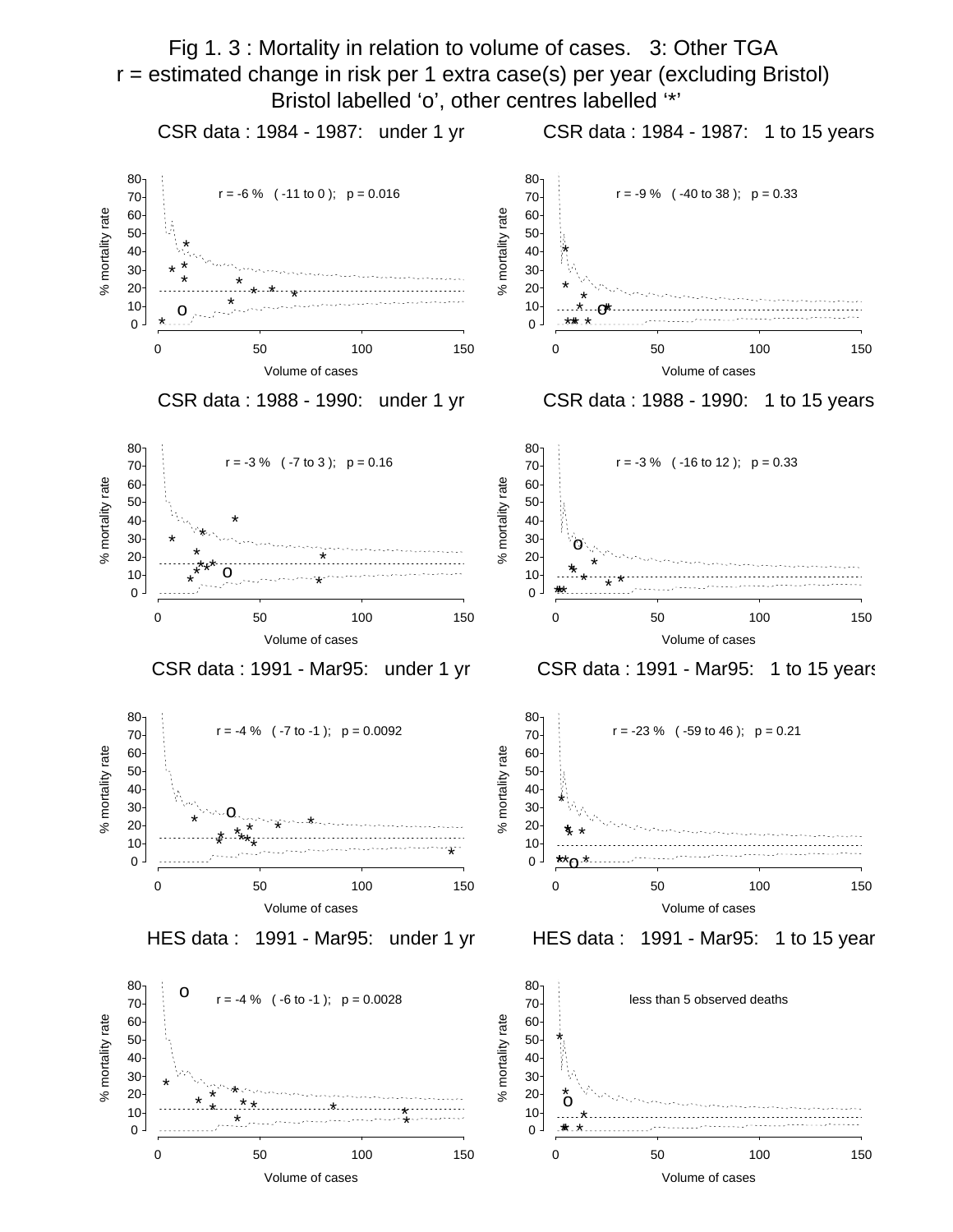# Fig 1. 3 : Mortality in relation to volume of cases. 3: Other TGA

r = estimated change in risk per 1 extra case(s) per year (excluding Bristol)

Bristol labelled 'o', other centres labelled '*'

### CSR data : 1984 - 1987: under 1 yr

r = -6 % ( -11 to 0 ); p = 0.016

% mortality rate vs Volume of cases

### CSR data : 1984 - 1987: 1 to 15 years

r = -9 % ( -40 to 38 ); p = 0.33

% mortality rate vs Volume of cases

### CSR data : 1988 - 1990: under 1 yr

r = -3 % ( -7 to 3 ); p = 0.16

% mortality rate vs Volume of cases

### CSR data : 1988 - 1990: 1 to 15 years

r = -3 % ( -16 to 12 ); p = 0.33

% mortality rate vs Volume of cases

### CSR data : 1991 - Mar95: under 1 yr

r = -4 % ( -7 to -1 ); p = 0.0092

% mortality rate vs Volume of cases

### CSR data : 1991 - Mar95: 1 to 15 years

r = -23 % ( -59 to 46 ); p = 0.21

% mortality rate vs Volume of cases

### HES data : 1991 - Mar95: under 1 yr

r = -4 % ( -6 to -1 ); p = 0.0028

% mortality rate vs Volume of cases

### HES data : 1991 - Mar95: 1 to 15 years

less than 5 observed deaths

% mortality rate vs Volume of cases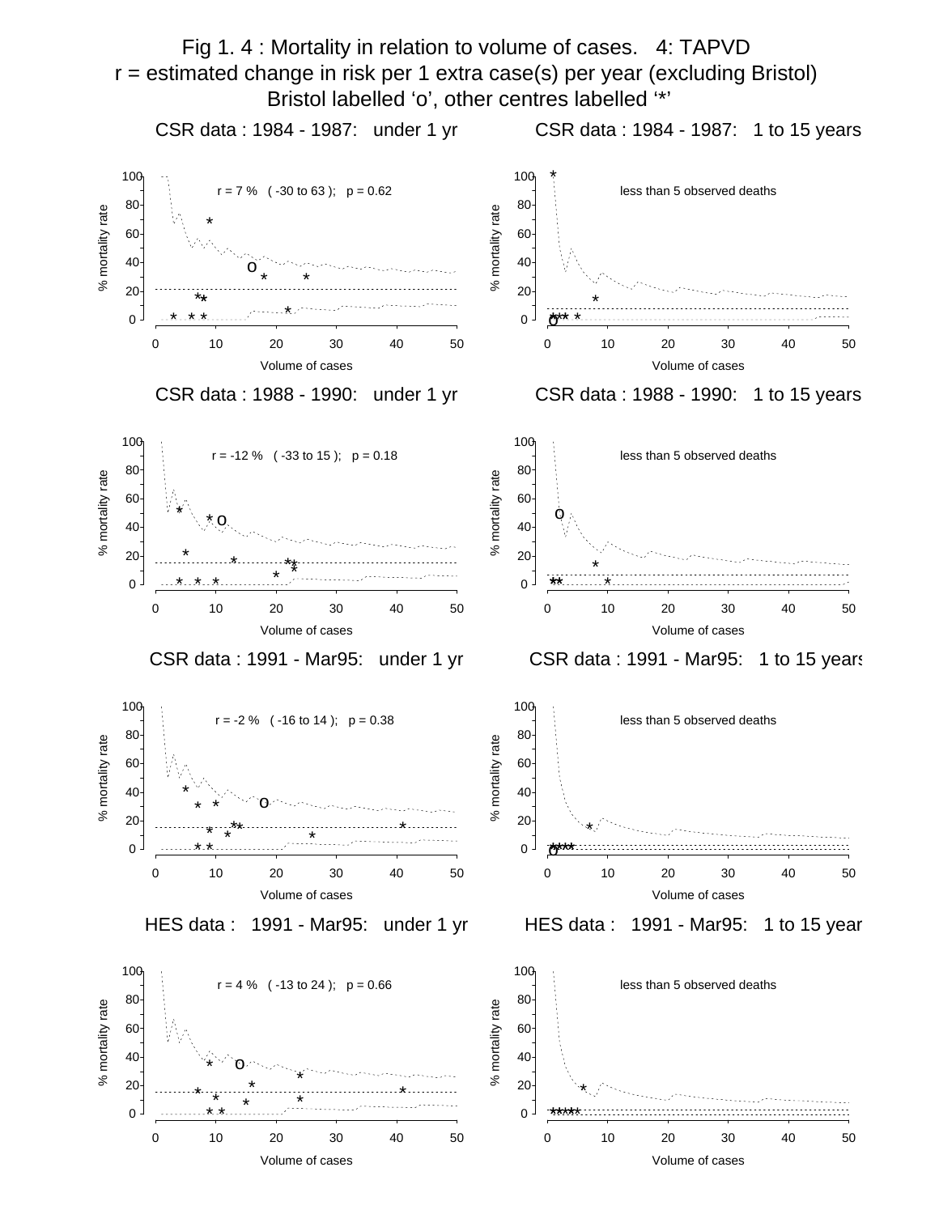# Fig 1. 4 : Mortality in relation to volume of cases. 4: TAPVD

r = estimated change in risk per 1 extra case(s) per year (excluding Bristol)

Bristol labelled 'o', other centres labelled '*'

### CSR data : 1984 - 1987: under 1 yr

r = 7 % ( -30 to 63 ); p = 0.62

### CSR data : 1984 - 1987: 1 to 15 years

less than 5 observed deaths

### CSR data : 1988 - 1990: under 1 yr

r = -12 % ( -33 to 15 ); p = 0.18

### CSR data : 1988 - 1990: 1 to 15 years

less than 5 observed deaths

### CSR data : 1991 - Mar95: under 1 yr

r = -2 % ( -16 to 14 ); p = 0.38

### CSR data : 1991 - Mar95: 1 to 15 years

less than 5 observed deaths

### HES data : 1991 - Mar95: under 1 yr

r = 4 % ( -13 to 24 ); p = 0.66

### HES data : 1991 - Mar95: 1 to 15 year

less than 5 observed deaths

(All panels: y-axis "% mortality rate" 0–100; x-axis "Volume of cases" 0–50)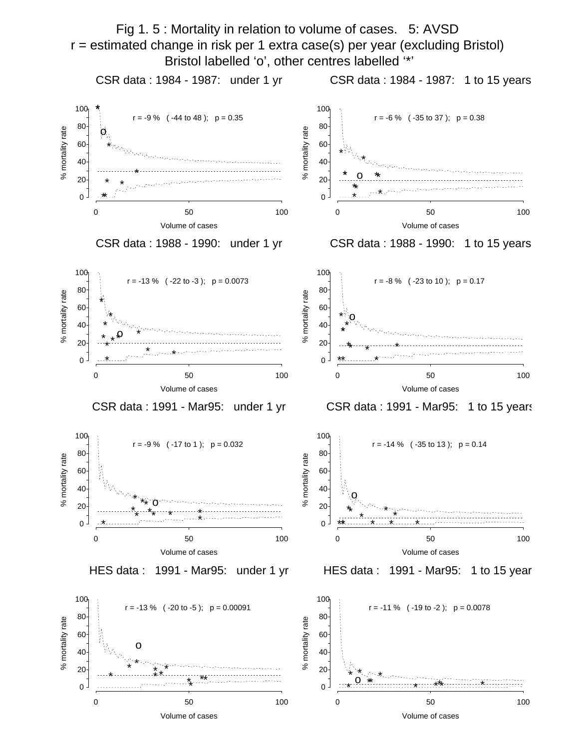# Fig 1. 5 : Mortality in relation to volume of cases. 5: AVSD

r = estimated change in risk per 1 extra case(s) per year (excluding Bristol)

Bristol labelled 'o', other centres labelled '*'

### CSR data : 1984 - 1987: under 1 yr

r = -9 % ( -44 to 48 ); p = 0.35

### CSR data : 1984 - 1987: 1 to 15 years

r = -6 % ( -35 to 37 ); p = 0.38

### CSR data : 1988 - 1990: under 1 yr

r = -13 % ( -22 to -3 ); p = 0.0073

### CSR data : 1988 - 1990: 1 to 15 years

r = -8 % ( -23 to 10 ); p = 0.17

### CSR data : 1991 - Mar95: under 1 yr

r = -9 % ( -17 to 1 ); p = 0.032

### CSR data : 1991 - Mar95: 1 to 15 years

r = -14 % ( -35 to 13 ); p = 0.14

### HES data : 1991 - Mar95: under 1 yr

r = -13 % ( -20 to -5 ); p = 0.00091

### HES data : 1991 - Mar95: 1 to 15 years

r = -11 % ( -19 to -2 ); p = 0.0078

(Each panel: y-axis "% mortality rate" 0–100; x-axis "Volume of cases" 0–100.)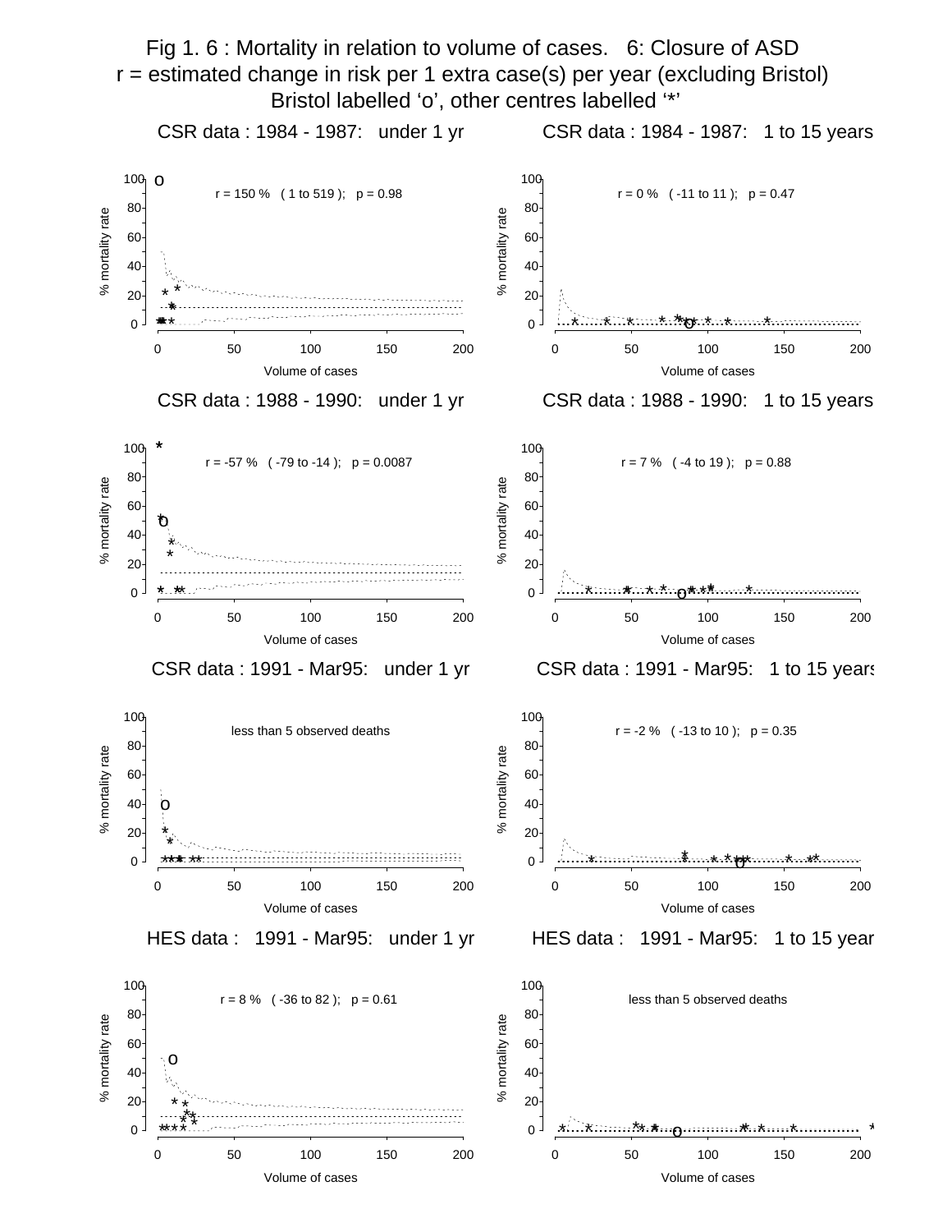# Fig 1. 6 : Mortality in relation to volume of cases. 6: Closure of ASD

r = estimated change in risk per 1 extra case(s) per year (excluding Bristol)

Bristol labelled 'o', other centres labelled '*'

**CSR data : 1984 - 1987: under 1 yr**

r = 150 % ( 1 to 519 ); p = 0.98

**CSR data : 1984 - 1987: 1 to 15 years**

r = 0 % ( -11 to 11 ); p = 0.47

**CSR data : 1988 - 1990: under 1 yr**

r = -57 % ( -79 to -14 ); p = 0.0087

**CSR data : 1988 - 1990: 1 to 15 years**

r = 7 % ( -4 to 19 ); p = 0.88

**CSR data : 1991 - Mar95: under 1 yr**

less than 5 observed deaths

**CSR data : 1991 - Mar95: 1 to 15 years**

r = -2 % ( -13 to 10 ); p = 0.35

**HES data : 1991 - Mar95: under 1 yr**

r = 8 % ( -36 to 82 ); p = 0.61

**HES data : 1991 - Mar95: 1 to 15 years**

less than 5 observed deaths

(Axes: % mortality rate vs. Volume of cases)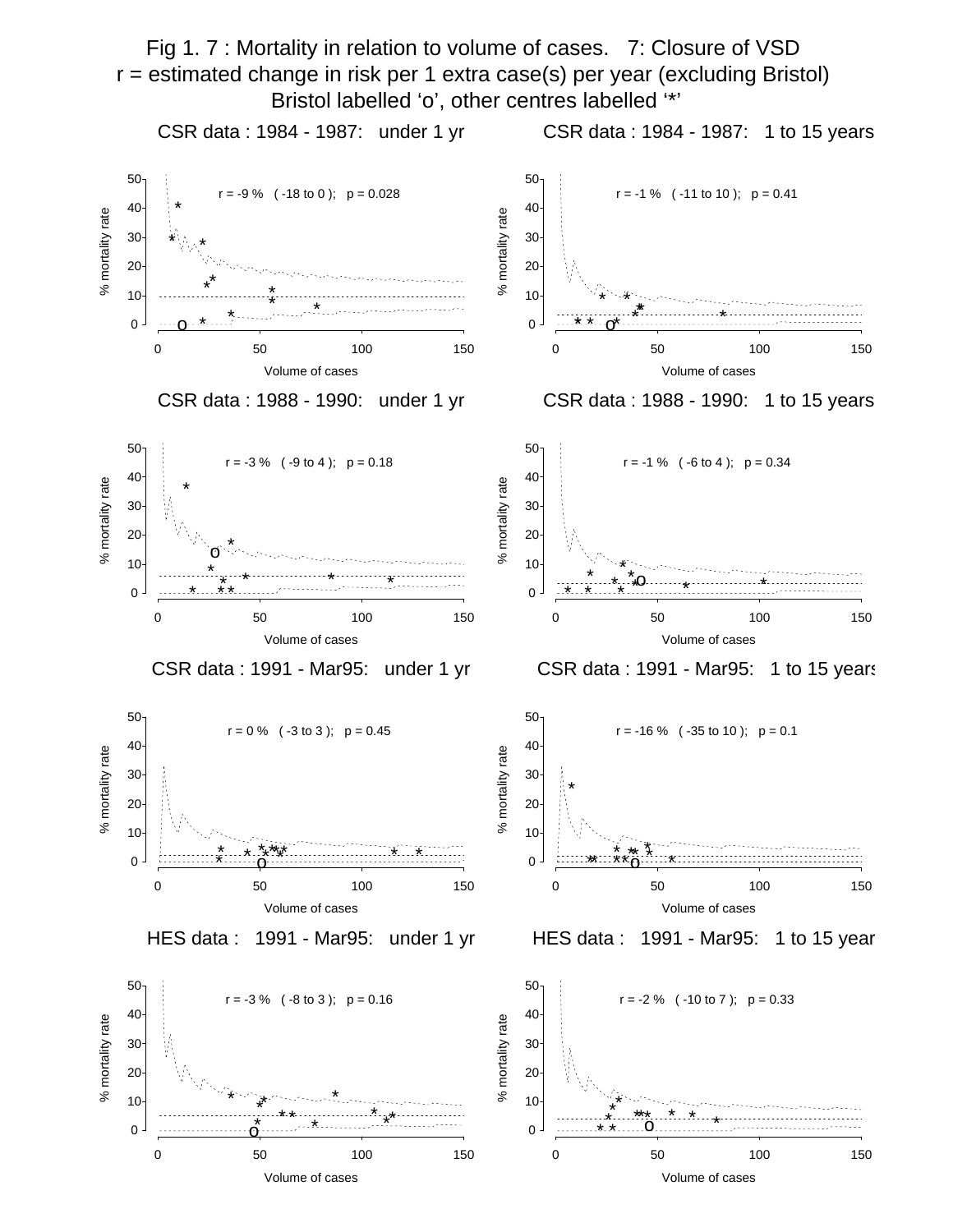# Fig 1. 7 : Mortality in relation to volume of cases. 7: Closure of VSD

r = estimated change in risk per 1 extra case(s) per year (excluding Bristol)

Bristol labelled ‘o’, other centres labelled ‘*’

### CSR data : 1984 - 1987: under 1 yr

r = -9 % ( -18 to 0 ); p = 0.028

### CSR data : 1984 - 1987: 1 to 15 years

r = -1 % ( -11 to 10 ); p = 0.41

### CSR data : 1988 - 1990: under 1 yr

r = -3 % ( -9 to 4 ); p = 0.18

### CSR data : 1988 - 1990: 1 to 15 years

r = -1 % ( -6 to 4 ); p = 0.34

### CSR data : 1991 - Mar95: under 1 yr

r = 0 % ( -3 to 3 ); p = 0.45

### CSR data : 1991 - Mar95: 1 to 15 years

r = -16 % ( -35 to 10 ); p = 0.1

### HES data : 1991 - Mar95: under 1 yr

r = -3 % ( -8 to 3 ); p = 0.16

### HES data : 1991 - Mar95: 1 to 15 years

r = -2 % ( -10 to 7 ); p = 0.33

(Each panel: x-axis "Volume of cases" 0–150; y-axis "% mortality rate" 0–50.)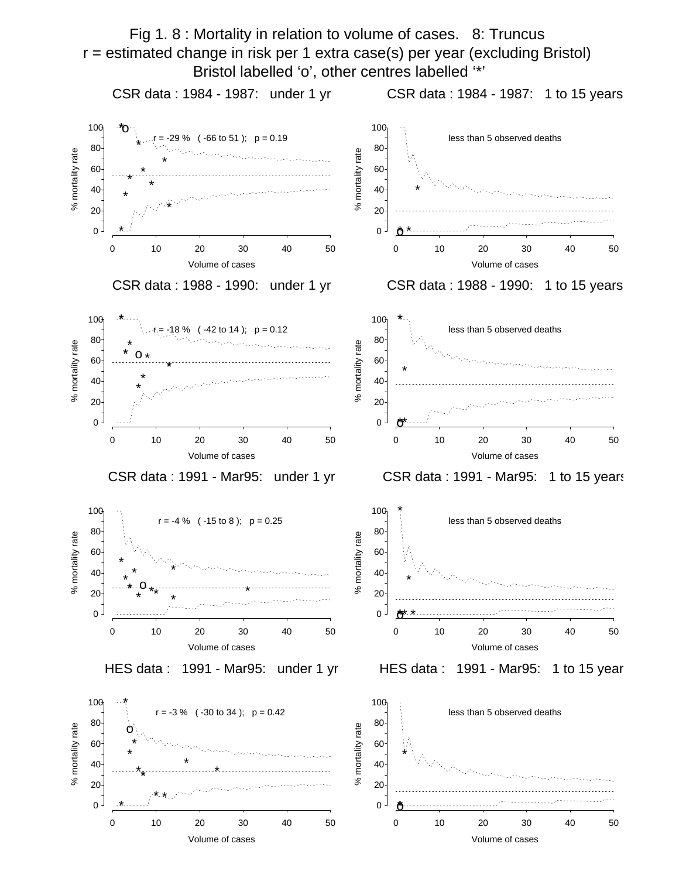# Fig 1. 8 : Mortality in relation to volume of cases. 8: Truncus

r = estimated change in risk per 1 extra case(s) per year (excluding Bristol)

Bristol labelled 'o', other centres labelled '*'

### CSR data : 1984 - 1987: under 1 yr

r = -29 % ( -66 to 51 ); p = 0.19

### CSR data : 1984 - 1987: 1 to 15 years

less than 5 observed deaths

### CSR data : 1988 - 1990: under 1 yr

r = -18 % ( -42 to 14 ); p = 0.12

### CSR data : 1988 - 1990: 1 to 15 years

less than 5 observed deaths

### CSR data : 1991 - Mar95: under 1 yr

r = -4 % ( -15 to 8 ); p = 0.25

### CSR data : 1991 - Mar95: 1 to 15 years

less than 5 observed deaths

### HES data : 1991 - Mar95: under 1 yr

r = -3 % ( -30 to 34 ); p = 0.42

### HES data : 1991 - Mar95: 1 to 15 year

less than 5 observed deaths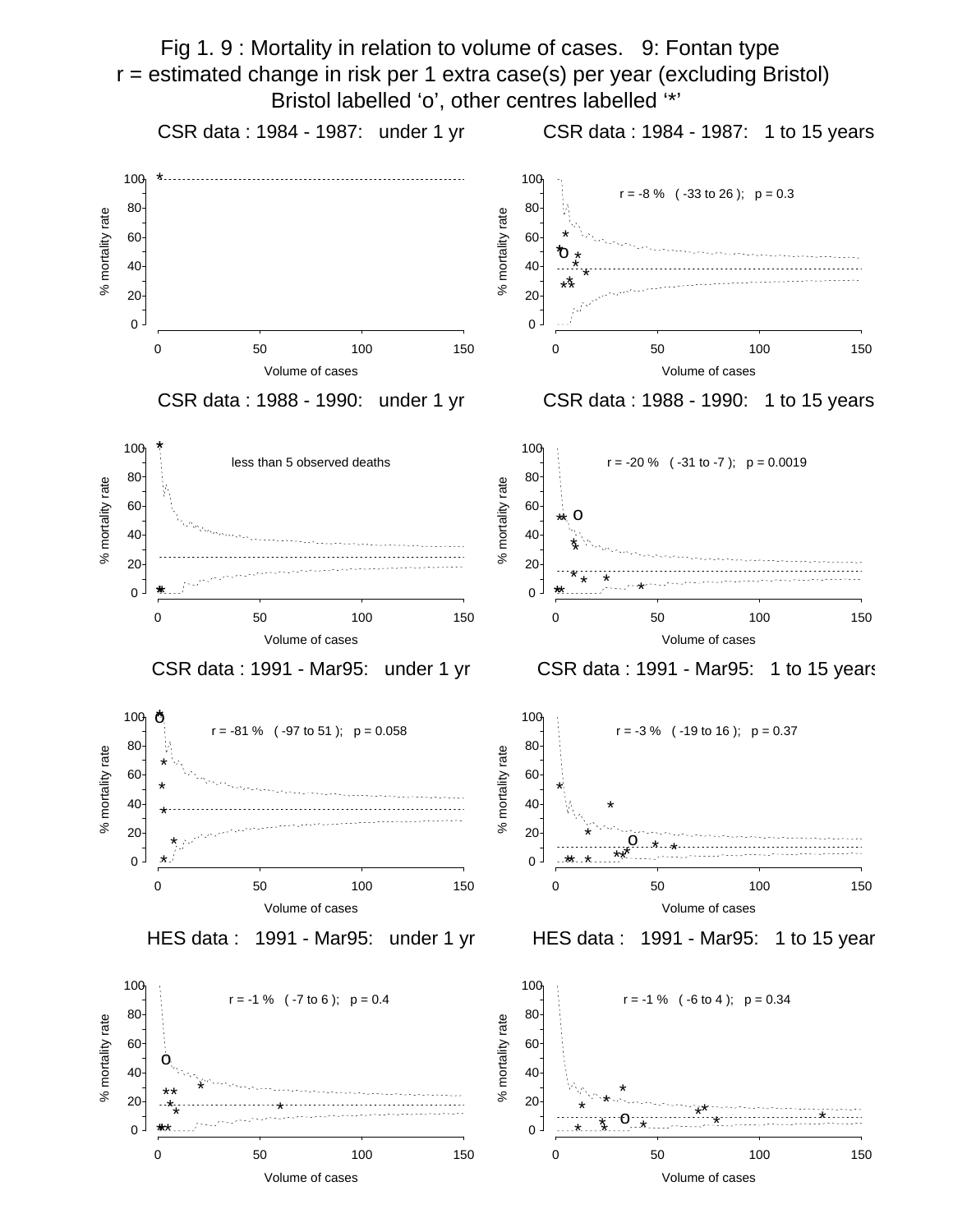# Fig 1. 9 : Mortality in relation to volume of cases. 9: Fontan type

r = estimated change in risk per 1 extra case(s) per year (excluding Bristol)

Bristol labelled 'o', other centres labelled '*'

CSR data : 1984 - 1987: under 1 yr

CSR data : 1984 - 1987: 1 to 15 years

r = -8 % ( -33 to 26 ); p = 0.3

CSR data : 1988 - 1990: under 1 yr

less than 5 observed deaths

CSR data : 1988 - 1990: 1 to 15 years

r = -20 % ( -31 to -7 ); p = 0.0019

CSR data : 1991 - Mar95: under 1 yr

r = -81 % ( -97 to 51 ); p = 0.058

CSR data : 1991 - Mar95: 1 to 15 years

r = -3 % ( -19 to 16 ); p = 0.37

HES data : 1991 - Mar95: under 1 yr

r = -1 % ( -7 to 6 ); p = 0.4

HES data : 1991 - Mar95: 1 to 15 year

r = -1 % ( -6 to 4 ); p = 0.34

(Axes: % mortality rate vs. Volume of cases)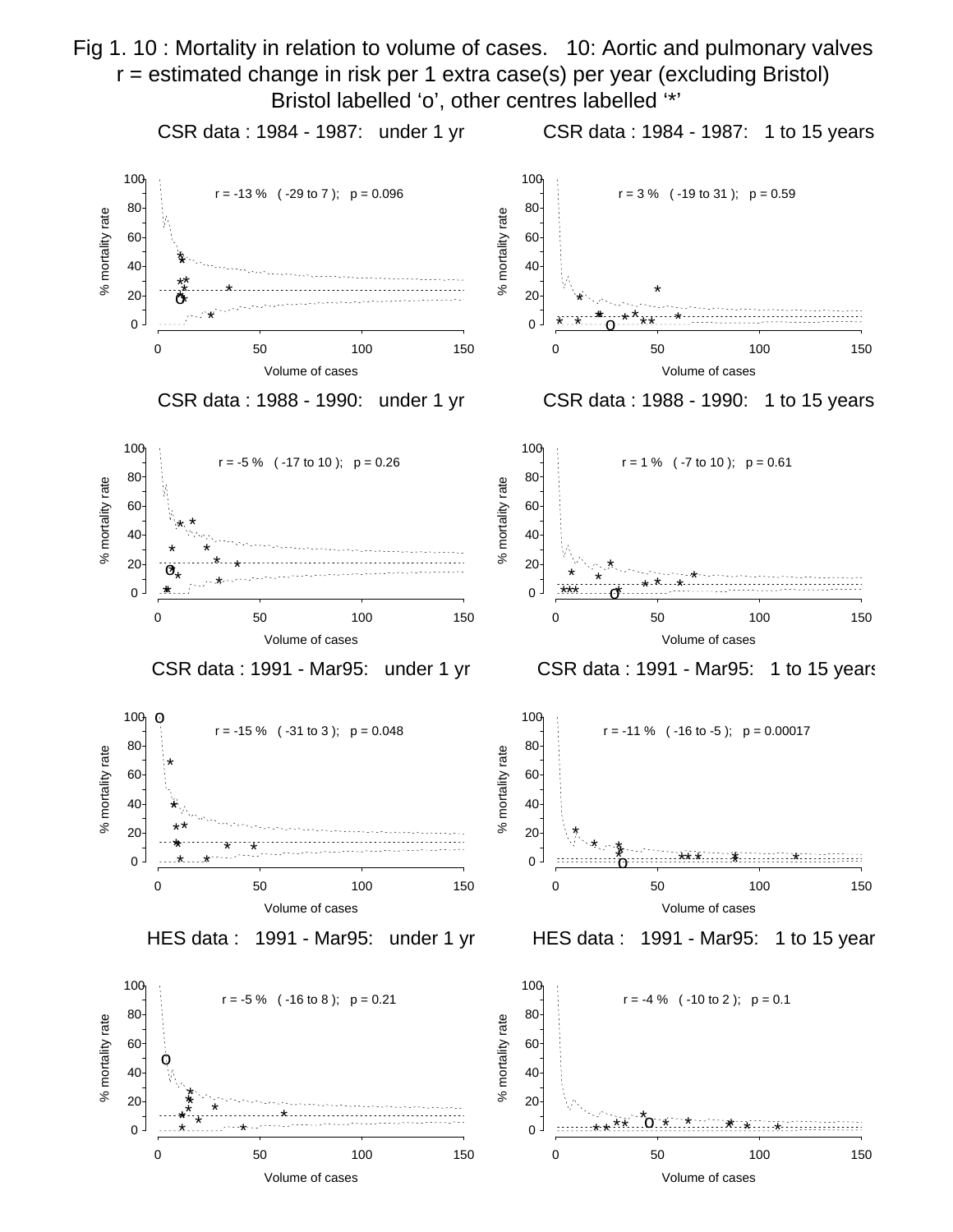# Fig 1. 10 : Mortality in relation to volume of cases. 10: Aortic and pulmonary valves

r = estimated change in risk per 1 extra case(s) per year (excluding Bristol)

Bristol labelled ‘o’, other centres labelled ‘*’

**CSR data : 1984 - 1987: under 1 yr**

r = -13 % ( -29 to 7 ); p = 0.096

**CSR data : 1984 - 1987: 1 to 15 years**

r = 3 % ( -19 to 31 ); p = 0.59

**CSR data : 1988 - 1990: under 1 yr**

r = -5 % ( -17 to 10 ); p = 0.26

**CSR data : 1988 - 1990: 1 to 15 years**

r = 1 % ( -7 to 10 ); p = 0.61

**CSR data : 1991 - Mar95: under 1 yr**

r = -15 % ( -31 to 3 ); p = 0.048

**CSR data : 1991 - Mar95: 1 to 15 years**

r = -11 % ( -16 to -5 ); p = 0.00017

**HES data : 1991 - Mar95: under 1 yr**

r = -5 % ( -16 to 8 ); p = 0.21

**HES data : 1991 - Mar95: 1 to 15 years**

r = -4 % ( -10 to 2 ); p = 0.1

(Each panel: y-axis "% mortality rate" 0–100; x-axis "Volume of cases" 0–150)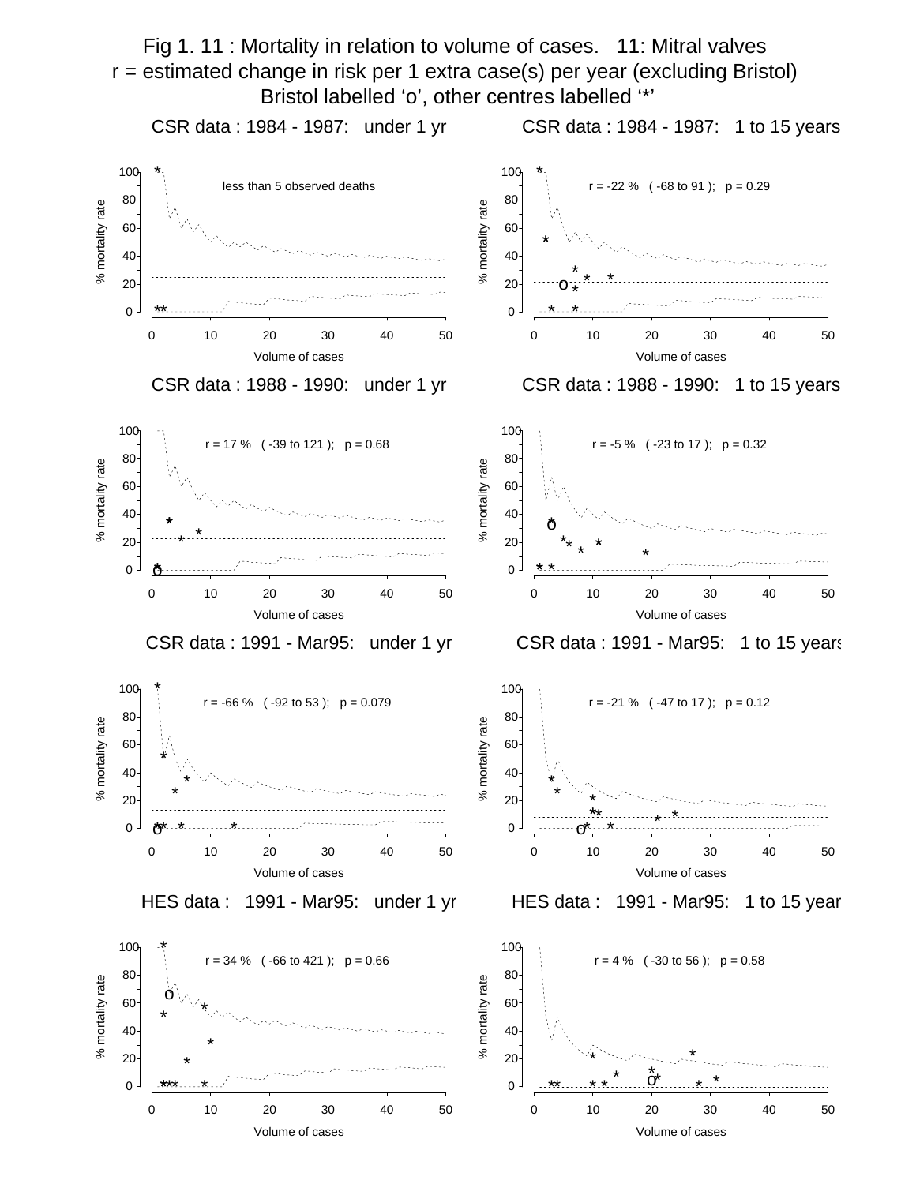# Fig 1. 11 : Mortality in relation to volume of cases. 11: Mitral valves

r = estimated change in risk per 1 extra case(s) per year (excluding Bristol)

Bristol labelled 'o', other centres labelled '*'

**CSR data : 1984 - 1987: under 1 yr**

less than 5 observed deaths

**CSR data : 1984 - 1987: 1 to 15 years**

r = -22 % ( -68 to 91 ); p = 0.29

**CSR data : 1988 - 1990: under 1 yr**

r = 17 % ( -39 to 121 ); p = 0.68

**CSR data : 1988 - 1990: 1 to 15 years**

r = -5 % ( -23 to 17 ); p = 0.32

**CSR data : 1991 - Mar95: under 1 yr**

r = -66 % ( -92 to 53 ); p = 0.079

**CSR data : 1991 - Mar95: 1 to 15 years**

r = -21 % ( -47 to 17 ); p = 0.12

**HES data : 1991 - Mar95: under 1 yr**

r = 34 % ( -66 to 421 ); p = 0.66

**HES data : 1991 - Mar95: 1 to 15 year**

r = 4 % ( -30 to 56 ); p = 0.58

Axes: % mortality rate (y) vs Volume of cases (x)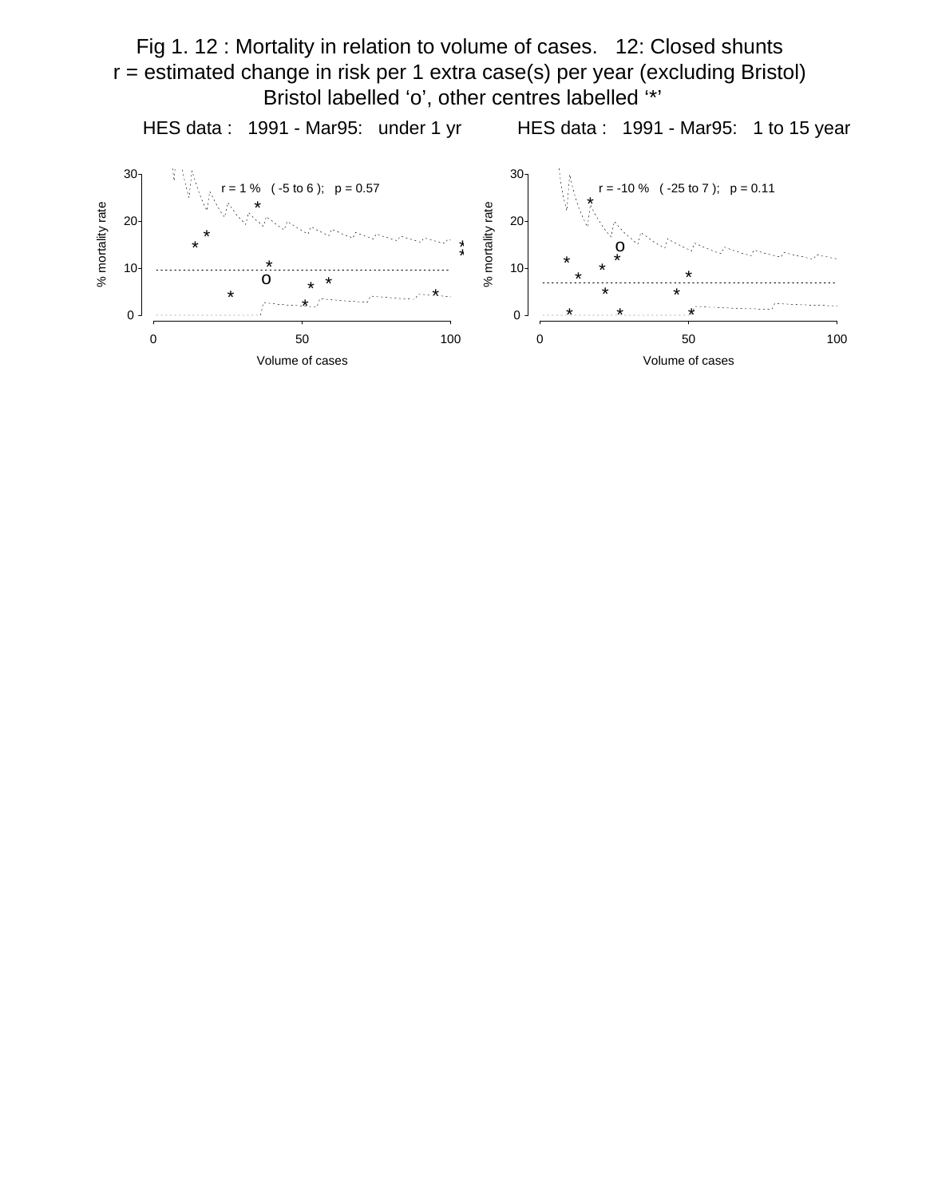# Fig 1. 12 : Mortality in relation to volume of cases. 12: Closed shunts

r = estimated change in risk per 1 extra case(s) per year (excluding Bristol)

Bristol labelled ‘o’, other centres labelled ‘*’

HES data : 1991 - Mar95: under 1 yr

r = 1 % ( -5 to 6 ); p = 0.57

% mortality rate

Volume of cases

HES data : 1991 - Mar95: 1 to 15 year

r = -10 % ( -25 to 7 ); p = 0.11

% mortality rate

Volume of cases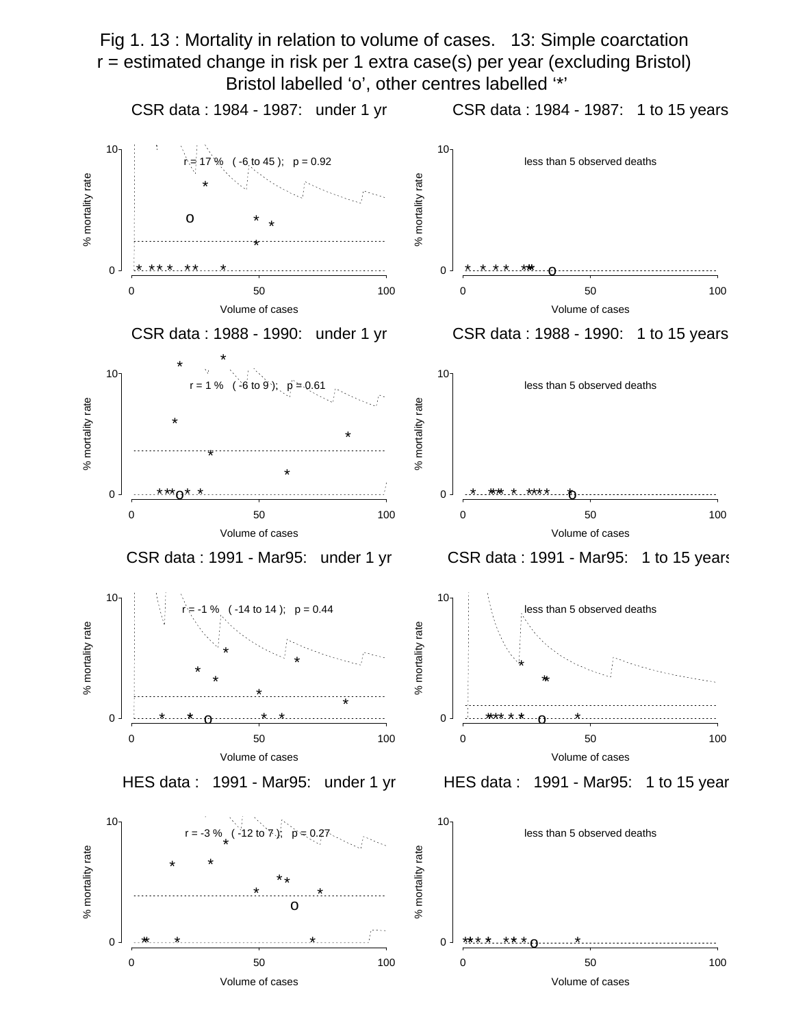# Fig 1. 13 : Mortality in relation to volume of cases. 13: Simple coarctation

r = estimated change in risk per 1 extra case(s) per year (excluding Bristol)

Bristol labelled 'o', other centres labelled '*'

### CSR data : 1984 - 1987: under 1 yr

r = 17 % ( -6 to 45 ); p = 0.92

### CSR data : 1984 - 1987: 1 to 15 years

less than 5 observed deaths

### CSR data : 1988 - 1990: under 1 yr

r = 1 % ( -6 to 9 ); p = 0.61

### CSR data : 1988 - 1990: 1 to 15 years

less than 5 observed deaths

### CSR data : 1991 - Mar95: under 1 yr

r = -1 % ( -14 to 14 ); p = 0.44

### CSR data : 1991 - Mar95: 1 to 15 years

less than 5 observed deaths

### HES data : 1991 - Mar95: under 1 yr

r = -3 % ( -12 to 7 ); p = 0.27

### HES data : 1991 - Mar95: 1 to 15 years

less than 5 observed deaths

(Axes: % mortality rate vs. Volume of cases)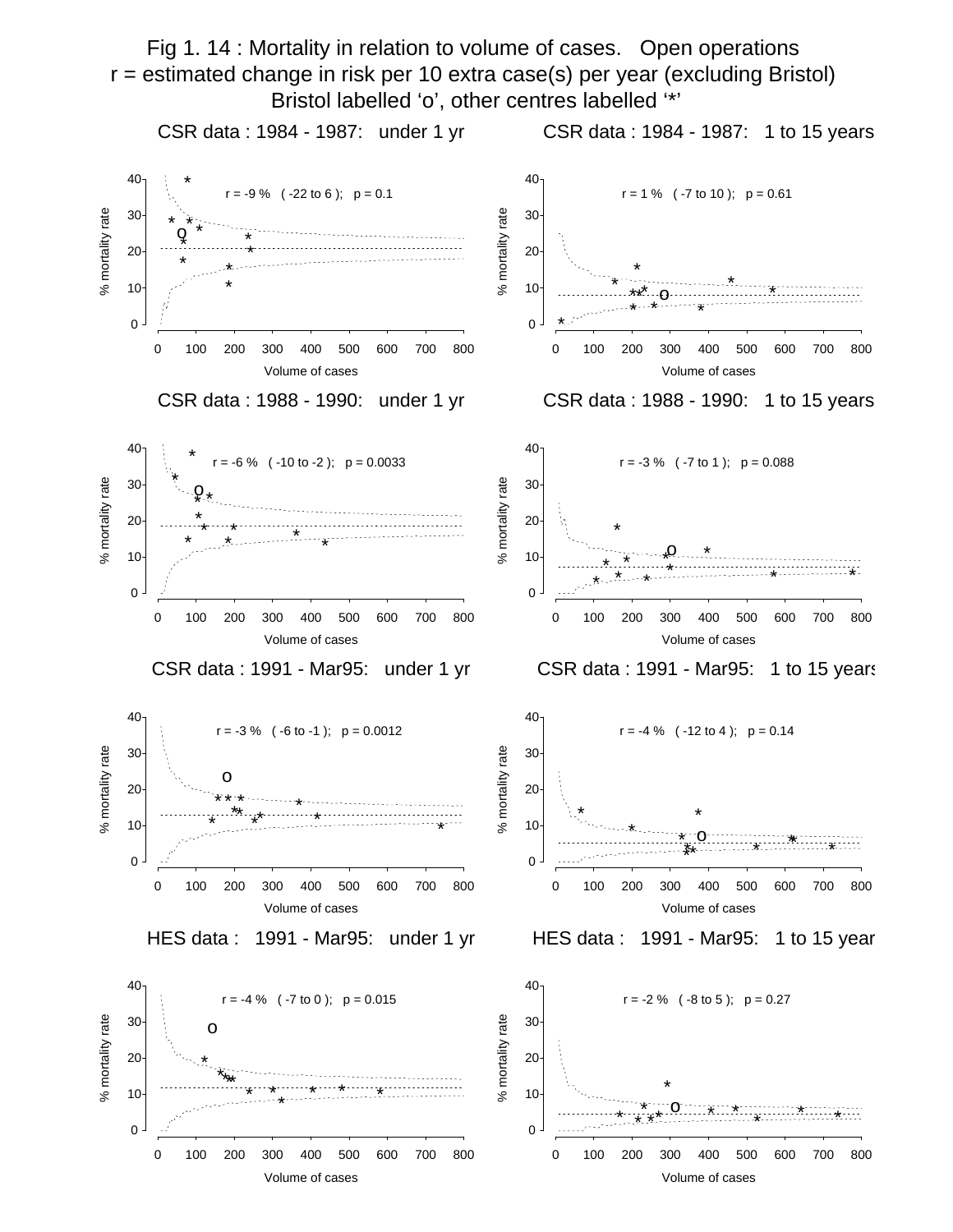# Fig 1. 14 : Mortality in relation to volume of cases. Open operations

r = estimated change in risk per 10 extra case(s) per year (excluding Bristol)

Bristol labelled 'o', other centres labelled '*'

### CSR data : 1984 - 1987: under 1 yr

r = -9 % ( -22 to 6 ); p = 0.1

% mortality rate / Volume of cases

### CSR data : 1984 - 1987: 1 to 15 years

r = 1 % ( -7 to 10 ); p = 0.61

% mortality rate / Volume of cases

### CSR data : 1988 - 1990: under 1 yr

r = -6 % ( -10 to -2 ); p = 0.0033

% mortality rate / Volume of cases

### CSR data : 1988 - 1990: 1 to 15 years

r = -3 % ( -7 to 1 ); p = 0.088

% mortality rate / Volume of cases

### CSR data : 1991 - Mar95: under 1 yr

r = -3 % ( -6 to -1 ); p = 0.0012

% mortality rate / Volume of cases

### CSR data : 1991 - Mar95: 1 to 15 years

r = -4 % ( -12 to 4 ); p = 0.14

% mortality rate / Volume of cases

### HES data : 1991 - Mar95: under 1 yr

r = -4 % ( -7 to 0 ); p = 0.015

% mortality rate / Volume of cases

### HES data : 1991 - Mar95: 1 to 15 year

r = -2 % ( -8 to 5 ); p = 0.27

% mortality rate / Volume of cases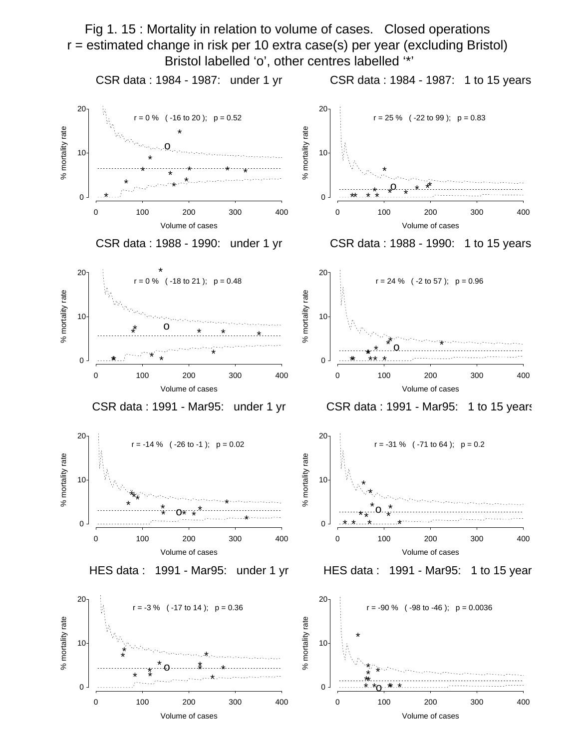# Fig 1. 15 : Mortality in relation to volume of cases. Closed operations

r = estimated change in risk per 10 extra case(s) per year (excluding Bristol)

Bristol labelled 'o', other centres labelled '*'

### CSR data : 1984 - 1987: under 1 yr

r = 0 % ( -16 to 20 ); p = 0.52

### CSR data : 1984 - 1987: 1 to 15 years

r = 25 % ( -22 to 99 ); p = 0.83

### CSR data : 1988 - 1990: under 1 yr

r = 0 % ( -18 to 21 ); p = 0.48

### CSR data : 1988 - 1990: 1 to 15 years

r = 24 % ( -2 to 57 ); p = 0.96

### CSR data : 1991 - Mar95: under 1 yr

r = -14 % ( -26 to -1 ); p = 0.02

### CSR data : 1991 - Mar95: 1 to 15 years

r = -31 % ( -71 to 64 ); p = 0.2

### HES data : 1991 - Mar95: under 1 yr

r = -3 % ( -17 to 14 ); p = 0.36

### HES data : 1991 - Mar95: 1 to 15 year

r = -90 % ( -98 to -46 ); p = 0.0036

(Each panel: y-axis "% mortality rate" 0–20; x-axis "Volume of cases" 0–400.)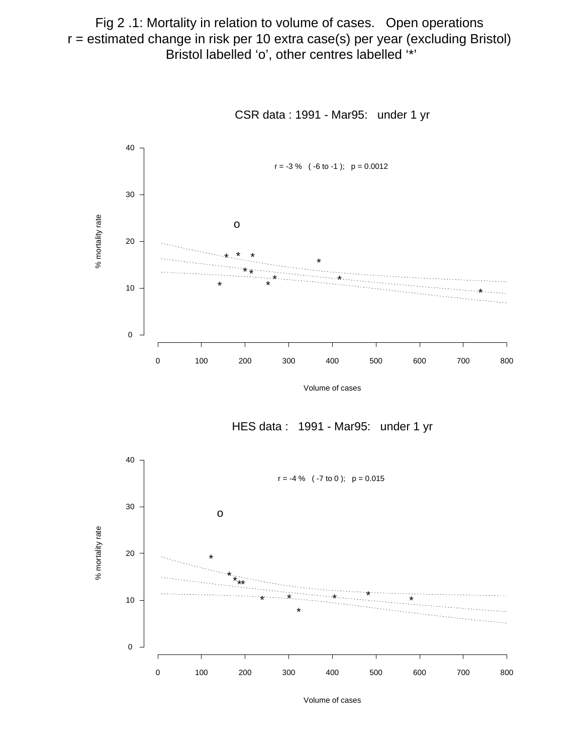Fig 2 .1: Mortality in relation to volume of cases. Open operations
r = estimated change in risk per 10 extra case(s) per year (excluding Bristol)
Bristol labelled 'o', other centres labelled '*'

CSR data : 1991 - Mar95: under 1 yr

r = -3 % ( -6 to -1 ); p = 0.0012

% mortality rate

Volume of cases

HES data : 1991 - Mar95: under 1 yr

r = -4 % ( -7 to 0 ); p = 0.015

% mortality rate

Volume of cases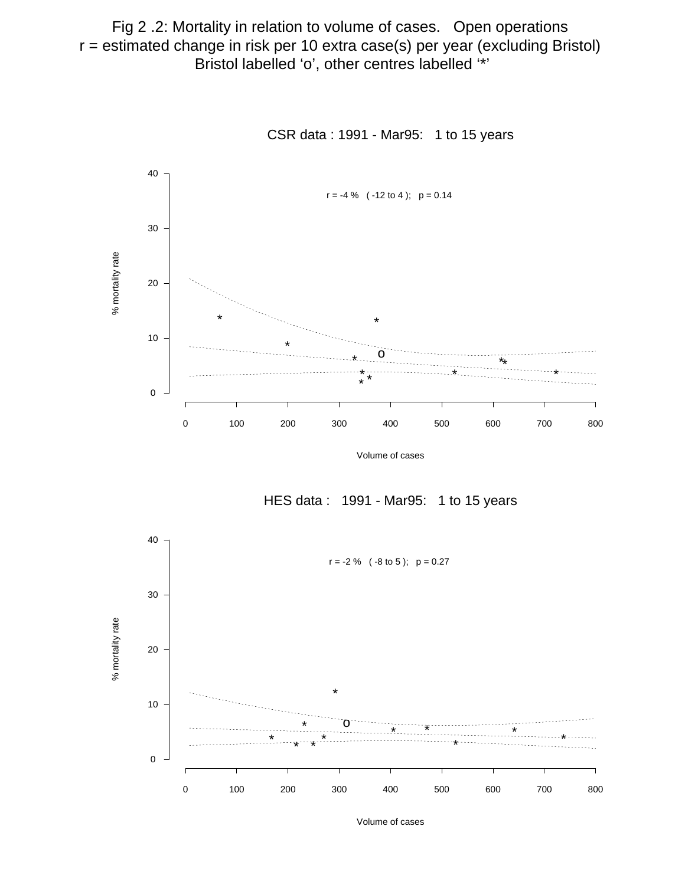Fig 2 .2: Mortality in relation to volume of cases. Open operations
r = estimated change in risk per 10 extra case(s) per year (excluding Bristol)
Bristol labelled ‘o’, other centres labelled ‘*’

CSR data : 1991 - Mar95: 1 to 15 years

r = -4 % ( -12 to 4 ); p = 0.14

% mortality rate

Volume of cases

HES data : 1991 - Mar95: 1 to 15 years

r = -2 % ( -8 to 5 ); p = 0.27

% mortality rate

Volume of cases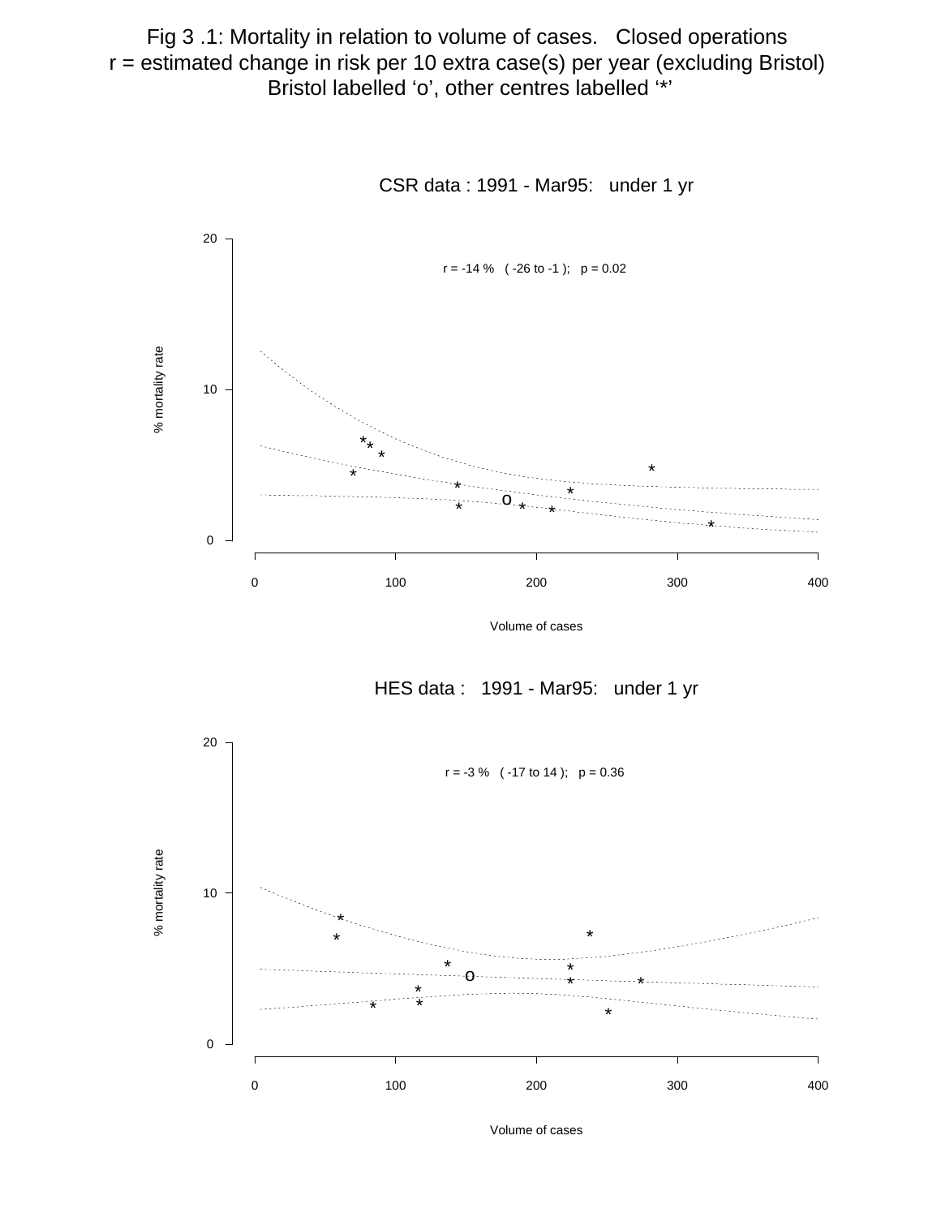# Fig 3 .1: Mortality in relation to volume of cases. Closed operations

r = estimated change in risk per 10 extra case(s) per year (excluding Bristol)

Bristol labelled ‘o’, other centres labelled ‘*’

## CSR data : 1991 - Mar95: under 1 yr

r = -14 % ( -26 to -1 ); p = 0.02

% mortality rate

Volume of cases

## HES data : 1991 - Mar95: under 1 yr

r = -3 % ( -17 to 14 ); p = 0.36

% mortality rate

Volume of cases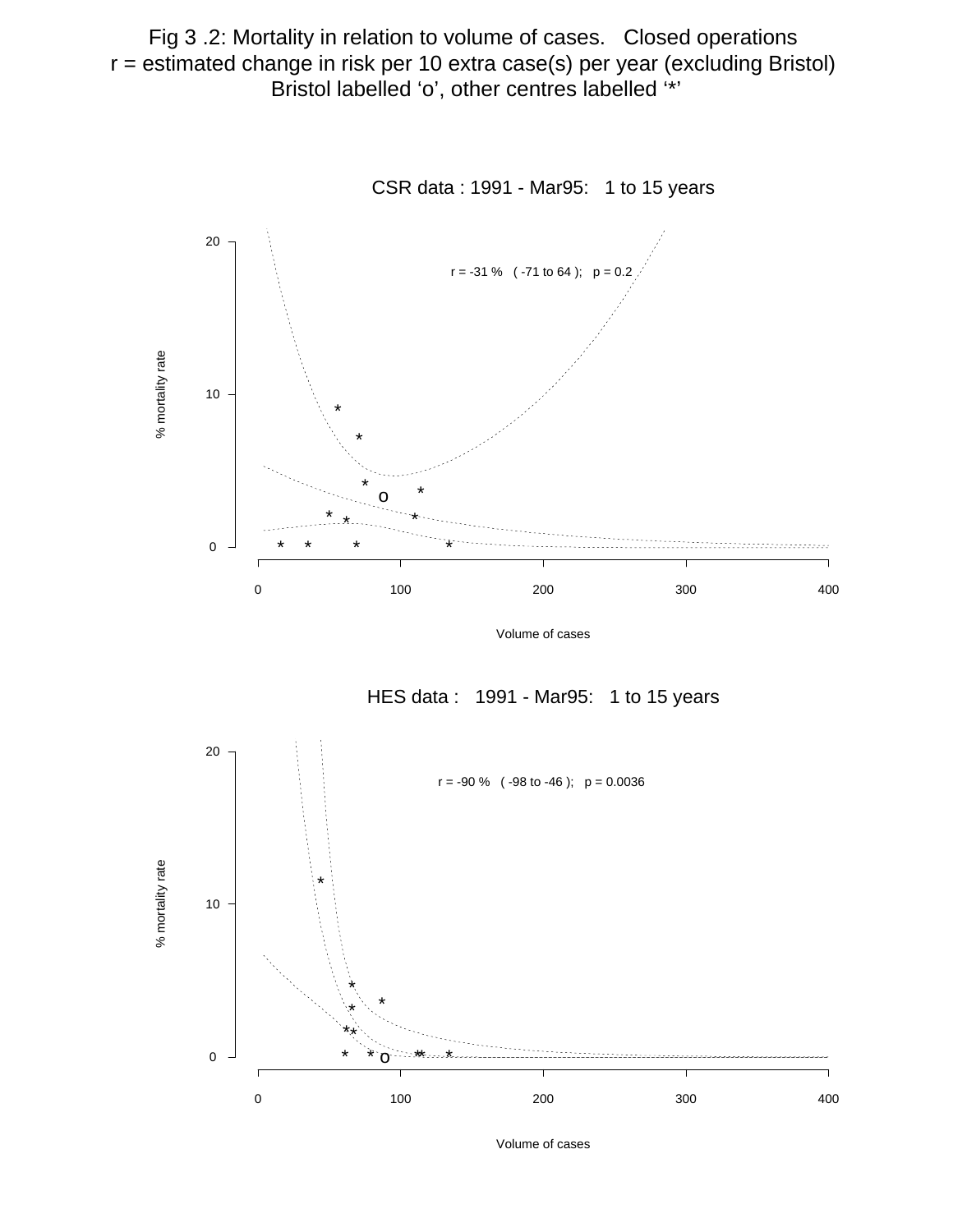Fig 3 .2: Mortality in relation to volume of cases. Closed operations
r = estimated change in risk per 10 extra case(s) per year (excluding Bristol)
Bristol labelled ‘o’, other centres labelled ‘*’

CSR data : 1991 - Mar95: 1 to 15 years

r = -31 % ( -71 to 64 ); p = 0.2

% mortality rate

0
10
20

0
100
200
300
400

Volume of cases

HES data : 1991 - Mar95: 1 to 15 years

r = -90 % ( -98 to -46 ); p = 0.0036

% mortality rate

0
10
20

0
100
200
300
400

Volume of cases